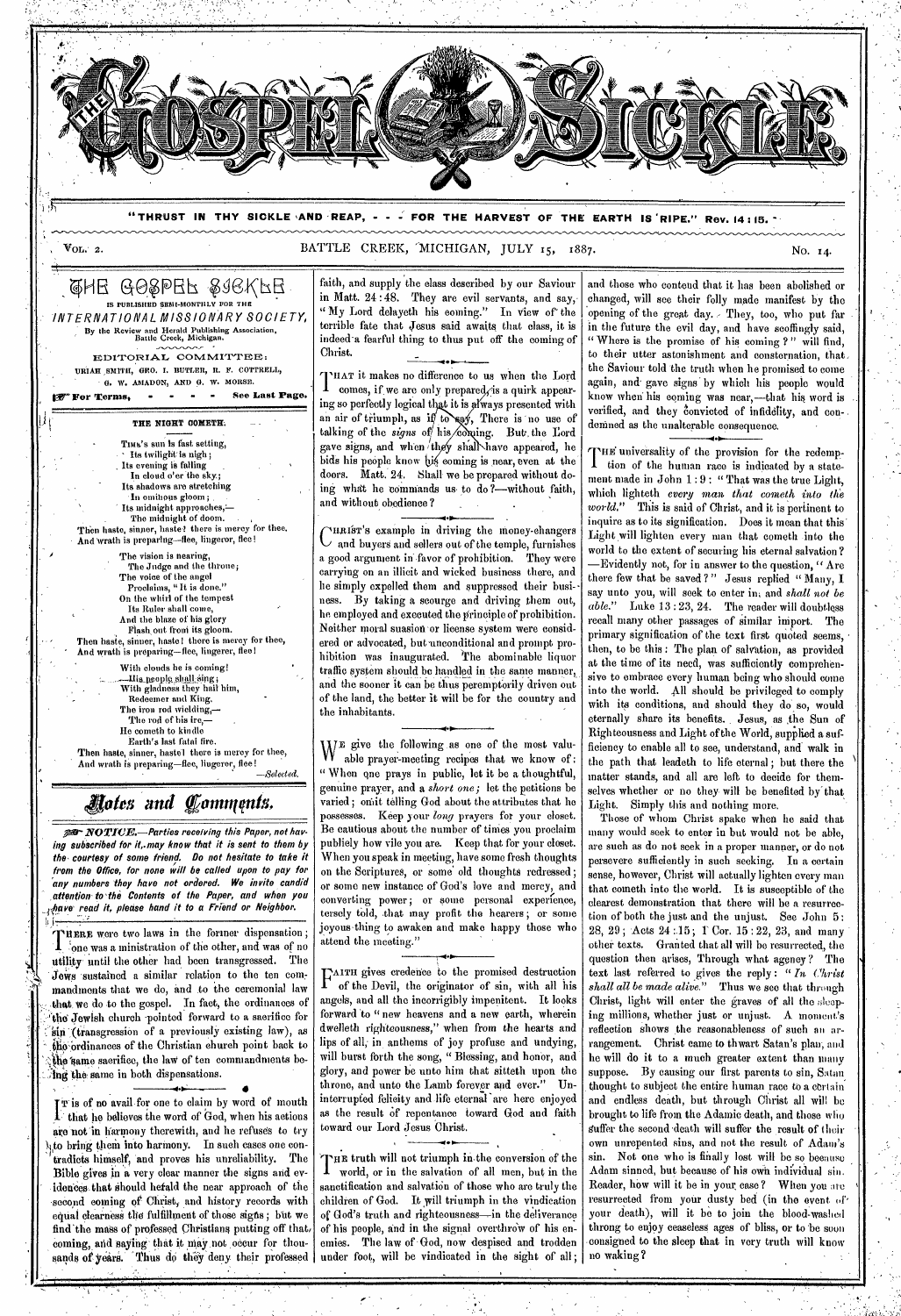# THE GOSPEL SICKLE

"THRUST IN THY SICKLE AND REAP, - - - FOR THE HARVEST OF THE EARTH IS RIPE." Rev. 14:15.

VOL. 2. BATTLE CREEK, MICHIGAN, JULY 15, 1887. No. 14.

**THE GOSPEL SICKLE** IS PUBLISHED SEMI-MONTHLY FOR THE *INTERNATIONAL MISSIONARY SOCIETY*, By the Review and Herald Publishing Association, Battle Creek, Michigan.

EDITORIAL COMMITTEE: URIAH SMITH, GEO. I. BUTLER, R. F. COTTRELL, G. W. AMADON, AND G. W. MORSE.

For Terms, - - - - See Last Page.

### THE NIGHT COMETH.

Time's sun is fast setting,
Its twilight is nigh;
Its evening is falling
In cloud o'er the sky;
Its shadows are stretching
In ominous gloom;
Its midnight approaches,—
The midnight of doom.
Then haste, sinner, haste! there is mercy for thee,
And wrath is preparing—flee, lingerer, flee!

The vision is nearing,
The Judge and the throne;
The voice of the angel
Proclaims, "It is done."
On the whirl of the tempest
Its Ruler shall come,
And the blaze of his glory
Flash out from its gloom.
Then haste, sinner, haste! there is mercy for thee,
And wrath is preparing—flee, lingerer, flee!

With clouds he is coming!
His people shall sing;
With gladness they hail him,
Redeemer and King.
The iron rod wielding,—
The rod of his ire,—
He cometh to kindle
Earth's last fatal fire.
Then haste, sinner, haste! there is mercy for thee,
And wrath is preparing—flee, lingerer, flee!

—*Selected.*

## Notes and Comments.

*NOTICE.—Parties receiving this Paper, not having subscribed for it, may know that it is sent to them by the courtesy of some friend. Do not hesitate to take it from the Office, for none will be called upon to pay for any numbers they have not ordered. We invite candid attention to the Contents of the Paper, and when you have read it, please hand it to a Friend or Neighbor.*

THERE were two laws in the former dispensation; one was a ministration of the other, and was of no utility until the other had been transgressed. The Jews sustained a similar relation to the ten commandments that we do, and to the ceremonial law that we do to the gospel. In fact, the ordinances of the Jewish church pointed forward to a sacrifice for sin (transgression of a previously existing law), as the ordinances of the Christian church point back to the same sacrifice, the law of ten commandments being the same in both dispensations.

IT is of no avail for one to claim by word of mouth that he believes the word of God, when his actions are not in harmony therewith, and he refuses to try to bring them into harmony. In such cases one contradicts himself, and proves his unreliability. The Bible gives in a very clear manner the signs and evidences that should herald the near approach of the second coming of Christ, and history records with equal clearness the fulfillment of those signs; but we find the mass of professed Christians putting off that coming, and saying that it may not occur for thousands of years. Thus do they deny their professed faith, and supply the class described by our Saviour in Matt. 24:48. They are evil servants, and say, "My Lord delayeth his coming." In view of the terrible fate that Jesus said awaits that class, it is indeed a fearful thing to thus put off the coming of Christ.

THAT it makes no difference to us when the Lord comes, if we are only prepared, is a quirk appearing so perfectly logical that it is always presented with an air of triumph, as if to say, There is no use of talking of the *signs* of his coming. But the Lord gave signs, and when they shall have appeared, he bids his people know his coming is near, even at the doors. Matt. 24. Shall we be prepared without doing what he commands us to do?—without faith, and without obedience?

CHRIST'S example in driving the money-changers and buyers and sellers out of the temple, furnishes a good argument in favor of prohibition. They were carrying on an illicit and wicked business there, and he simply expelled them and suppressed their business. By taking a scourge and driving them out, he employed and executed the principle of prohibition. Neither moral suasion or license system were considered or advocated, but unconditional and prompt prohibition was inaugurated. The abominable liquor traffic system should be handled in the same manner, and the sooner it can be thus peremptorily driven out of the land, the better it will be for the country and the inhabitants.

WE give the following as one of the most valuable prayer-meeting recipes that we know of: "When one prays in public, let it be a thoughtful, genuine prayer, and a *short one*; let the petitions be varied; omit telling God about the attributes that he possesses. Keep your *long* prayers for your closet. Be cautious about the number of times you proclaim publicly how vile you are. Keep that for your closet. When you speak in meeting, have some fresh thoughts on the Scriptures, or some old thoughts redressed; or some new instance of God's love and mercy, and converting power; or some personal experience, tersely told, that may profit the hearers; or some joyous thing to awaken and make happy those who attend the meeting."

FAITH gives credence to the promised destruction of the Devil, the originator of sin, with all his angels, and all the incorrigibly impenitent. It looks forward to "new heavens and a new earth, wherein dwelleth righteousness," when from the hearts and lips of all, in anthems of joy profuse and undying, will burst forth the song, "Blessing, and honor, and glory, and power be unto him that sitteth upon the throne, and unto the Lamb forever and ever." Uninterrupted felicity and life eternal are here enjoyed as the result of repentance toward God and faith toward our Lord Jesus Christ.

THE truth will not triumph in the conversion of the world, or in the salvation of all men, but in the sanctification and salvation of those who are truly the children of God. It will triumph in the vindication of God's truth and righteousness—in the deliverance of his people, and in the signal overthrow of his enemies. The law of God, now despised and trodden under foot, will be vindicated in the sight of all; and those who contend that it has been abolished or changed, will see their folly made manifest by the opening of the great day. They, too, who put far in the future the evil day, and have scoffingly said, "Where is the promise of his coming?" will find, to their utter astonishment and consternation, that the Saviour told the truth when he promised to come again, and gave signs by which his people would know when his coming was near,—that his word is verified, and they convicted of infidelity, and condemned as the unalterable consequence.

THE universality of the provision for the redemption of the human race is indicated by a statement made in John 1:9: "That was the true Light, which lighteth *every man that cometh into the world.*" This is said of Christ, and it is pertinent to inquire as to its signification. Does it mean that this Light will lighten every man that cometh into the world to the extent of securing his eternal salvation? —Evidently not, for in answer to the question, "Are there few that be saved?" Jesus replied "Many, I say unto you, will seek to enter in, and *shall not be able.*" Luke 13:23, 24. The reader will doubtless recall many other passages of similar import. The primary signification of the text first quoted seems, then, to be this: The plan of salvation, as provided at the time of its need, was sufficiently comprehensive to embrace every human being who should come into the world. All should be privileged to comply with its conditions, and should they do so, would eternally share its benefits. Jesus, as the Sun of Righteousness and Light of the World, supplied a sufficiency to enable all to see, understand, and walk in the path that leadeth to life eternal; but there the matter stands, and all are left to decide for themselves whether or no they will be benefited by that Light. Simply this and nothing more.

Those of whom Christ spake when he said that many would seek to enter in but would not be able, are such as do not seek in a proper manner, or do not persevere sufficiently in such seeking. In a certain sense, however, Christ will actually lighten every man that cometh into the world. It is susceptible of the clearest demonstration that there will be a resurrection of both the just and the unjust. See John 5:28, 29; Acts 24:15; 1 Cor. 15:22, 23, and many other texts. Granted that all will be resurrected, the question then arises, Through what agency? The text last referred to gives the reply: "*In Christ shall all be made alive.*" Thus we see that through Christ, light will enter the graves of all the sleeping millions, whether just or unjust. A moment's reflection shows the reasonableness of such an arrangement. Christ came to thwart Satan's plan, and he will do it to a much greater extent than many suppose. By causing our first parents to sin, Satan thought to subject the entire human race to a certain and endless death, but through Christ all will be brought to life from the Adamic death, and those who suffer the second death will suffer the result of their own unrepented sins, and not the result of Adam's sin. Not one who is finally lost will be so because Adam sinned, but because of his own individual sin. Reader, how will it be in your case? When you are resurrected from your dusty bed (in the event of your death), will it be to join the blood-washed throng to enjoy ceaseless ages of bliss, or to be soon consigned to the sleep that in very truth will know no waking?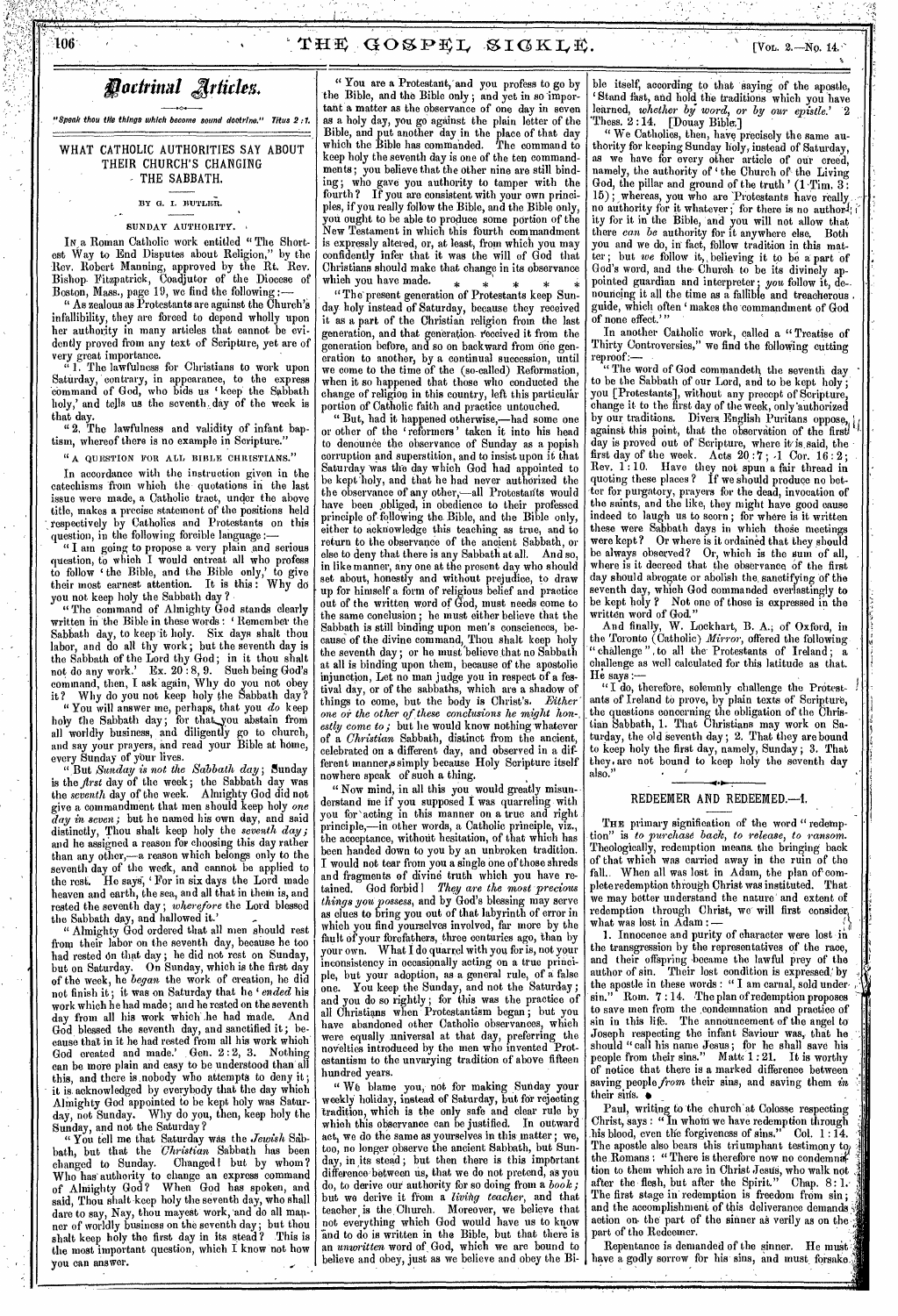# Doctrinal Articles.

*"Speak thou the things which become sound doctrine." Titus 2:1.*

## WHAT CATHOLIC AUTHORITIES SAY ABOUT THEIR CHURCH'S CHANGING THE SABBATH.

BY G. I. BUTLER.

### SUNDAY AUTHORITY.

IN a Roman Catholic work entitled "The Shortest Way to End Disputes about Religion," by the Rev. Robert Manning, approved by the Rt. Rev. Bishop Fitzpatrick, Coadjutor of the Diocese of Boston, Mass., page 19, we find the following:—

"As zealous as Protestants are against the Church's infallibility, they are forced to depend wholly upon her authority in many articles that cannot be evidently proved from any text of Scripture, yet are of very great importance.

"1. The lawfulness for Christians to work upon Saturday, contrary, in appearance, to the express command of God, who bids us 'keep the Sabbath holy,' and tells us the seventh day of the week is that day.

"2. The lawfulness and validity of infant baptism, whereof there is no example in Scripture."

### "A QUESTION FOR ALL BIBLE CHRISTIANS."

In accordance with the instruction given in the catechisms from which the quotations in the last issue were made, a Catholic tract, under the above title, makes a precise statement of the positions held respectively by Catholics and Protestants on this question, in the following forcible language:—

"I am going to propose a very plain and serious question, to which I would entreat all who profess to follow 'the Bible, and the Bible only,' to give their most earnest attention. It is this: Why do you not keep holy the Sabbath day?

"The command of Almighty God stands clearly written in the Bible in these words: 'Remember the Sabbath day, to keep it holy. Six days shalt thou labor, and do all thy work; but the seventh day is the Sabbath of the Lord thy God; in it thou shalt not do any work.' Ex. 20:8, 9. Such being God's command, then, I ask again, Why do you not obey it? Why do you not keep holy the Sabbath day?

"You will answer me, perhaps, that you *do* keep holy the Sabbath day; for that you abstain from all worldly business, and diligently go to church, and say your prayers, and read your Bible at home, every Sunday of your lives.

"But *Sunday is not the Sabbath day*; Sunday is the *first* day of the week; the Sabbath day was the *seventh* day of the week. Almighty God did not give a commandment that men should keep holy *one day in seven*; but he named his own day, and said distinctly, Thou shalt keep holy the *seventh day*; and he assigned a reason for choosing this day rather than any other,—a reason which belongs only to the seventh day of the week, and cannot be applied to the rest. He says, 'For in six days the Lord made heaven and earth, the sea, and all that in them is, and rested the seventh day; *wherefore* the Lord blessed the Sabbath day, and hallowed it.'

"Almighty God ordered that all men should rest from their labor on the seventh day, because he too had rested on that day; he did not rest on Sunday, but on Saturday. On Sunday, which is the first day of the week, he *began* the work of creation, he did not finish it; it was on Saturday that he '*ended* his work which he had made; and he rested on the seventh day from all his work which he had made. And God blessed the seventh day, and sanctified it; because that in it he had rested from all his work which God created and made.' Gen. 2:2, 3. Nothing can be more plain and easy to be understood than all this, and there is nobody who attempts to deny it; it is acknowledged by everybody that the day which Almighty God appointed to be kept holy was Saturday, not Sunday. Why do you, then, keep holy the Sunday, and not the Saturday?

"You tell me that Saturday was the *Jewish* Sabbath, but that the *Christian* Sabbath has been changed to Sunday. Changed! but by whom? Who has authority to change an express command of Almighty God? When God has spoken, and said, Thou shalt keep holy the seventh day, who shall dare to say, Nay, thou mayest work, and do all manner of worldly business on the seventh day; but thou shalt keep holy the first day in its stead? This is the most important question, which I know not how you can answer.

"You are a Protestant, and you profess to go by the Bible, and the Bible only; and yet in so important a matter as the observance of one day in seven as a holy day, you go against the plain letter of the Bible, and put another day in the place of that day which the Bible has commanded. The command to keep holy the seventh day is one of the ten commandments; you believe that the other nine are still binding; who gave you authority to tamper with the fourth? If you are consistent with your own principles, if you really follow the Bible, and the Bible only, you ought to be able to produce some portion of the New Testament in which this fourth commandment is expressly altered, or, at least, from which you may confidently infer that it was the will of God that Christians should make that change in its observance which you have made. * * * * *

"The present generation of Protestants keep Sunday holy instead of Saturday, because they received it as a part of the Christian religion from the last generation, and that generation received it from the generation before, and so on backward from one generation to another, by a continual succession, until we come to the time of the (so-called) Reformation, when it so happened that those who conducted the change of religion in this country, left this particular portion of Catholic faith and practice untouched.

"But, had it happened otherwise,—had some one or other of the 'reformers' taken it into his head to denounce the observance of Sunday as a popish corruption and superstition, and to insist upon it that Saturday was the day which God had appointed to be kept holy, and that he had never authorized the observance of any other,—all Protestants would have been obliged, in obedience to their professed principle of following the Bible, and the Bible only, either to acknowledge this teaching as true, and to return to the observance of the ancient Sabbath, or else to deny that there is any Sabbath at all. And so, in like manner, any one at the present day who should set about, honestly and without prejudice, to draw up for himself a form of religious belief and practice out of the written word of God, must needs come to the same conclusion; he must either believe that the Sabbath is still binding upon men's consciences, because of the divine command, Thou shalt keep holy the seventh day; or he must believe that no Sabbath at all is binding upon them, because of the apostolic injunction, Let no man judge you in respect of a festival day, or of the sabbaths, which are a shadow of things to come, but the body is Christ's. *Either one or the other of these conclusions he might honestly come to;* but he would know nothing whatever of a *Christian* Sabbath, distinct from the ancient, celebrated on a different day, and observed in a different manner, simply because Holy Scripture itself nowhere speaks of such a thing.

"Now mind, in all this you would greatly misunderstand me if you supposed I was quarreling with you for acting in this manner on a true and right principle,—in other words, a Catholic principle, viz., the acceptance, without hesitation, of that which has been handed down to you by an unbroken tradition. I would not tear from you a single one of those shreds and fragments of divine truth which you have retained. God forbid! *They are the most precious things you possess*, and by God's blessing may serve as clues to bring you out of that labyrinth of error in which you find yourselves involved, far more by the fault of your forefathers, three centuries ago, than by your own. What I do quarrel with you for is, not your inconsistency in occasionally acting on a true principle, but your adoption, as a general rule, of a false one. You keep the Sunday, and not the Saturday; and you do so rightly; for this was the practice of all Christians when Protestantism began; but you have abandoned other Catholic observances, which were equally universal at that day, preferring the novelties introduced by the men who invented Protestantism to the unvarying tradition of above fifteen hundred years.

"We blame you, not for making Sunday your weekly holiday, instead of Saturday, but for rejecting tradition, which is the only safe and clear rule by which this observance can be justified. In outward act, we do the same as yourselves in this matter; we, too, no longer observe the ancient Sabbath, but Sunday, in its stead; but then there is this important difference between us, that we do not pretend, as you do, to derive our authority for so doing from a *book*; but we derive it from a *living teacher*, and that teacher is the Church. Moreover, we believe that not everything which God would have us to know and to do is written in the Bible, but that there is an *unwritten* word of God, which we are bound to believe and obey, just as we believe and obey the Bible itself, according to that saying of the apostle, 'Stand fast, and hold the traditions which you have learned, *whether by word, or by our epistle.*' 2 Thess. 2:14. [Douay Bible.]

"We Catholics, then, have precisely the same authority for keeping Sunday holy, instead of Saturday, as we have for every other article of our creed, namely, the authority of 'the Church of the Living God, the pillar and ground of the truth' (1 Tim. 3:15); whereas, you who are Protestants have really no authority for it whatever; for there is no authority for it in the Bible, and you will not allow that there *can be* authority for it anywhere else. Both you and we do, in fact, follow tradition in this matter; but *we* follow it, believing it to be a part of God's word, and the Church to be its divinely appointed guardian and interpreter; *you* follow it, denouncing it all the time as a fallible and treacherous guide, which often 'makes the commandment of God of none effect.'"

In another Catholic work, called a "Treatise of Thirty Controversies," we find the following cutting reproof:—

"The word of God commandeth the seventh day to be the Sabbath of our Lord, and to be kept holy; you [Protestants], without any precept of Scripture, change it to the first day of the week, only authorized by our traditions. Divers English Puritans oppose, against this point, that the observation of the first day is proved out of Scripture, where it is said, the first day of the week. Acts 20:7; 1 Cor. 16:2; Rev. 1:10. Have they not spun a fair thread in quoting these places? If we should produce no better for purgatory, prayers for the dead, invocation of the saints, and the like, they might have good cause indeed to laugh us to scorn; for where is it written these were Sabbath days in which those meetings were kept? Or where is it ordained that they should be always observed? Or, which is the sum of all, where is it decreed that the observance of the first day should abrogate or abolish the sanctifying of the seventh day, which God commanded everlastingly to be kept holy? Not one of those is expressed in the written word of God."

And finally, W. Lockhart, B. A., of Oxford, in the Toronto (Catholic) *Mirror*, offered the following "challenge" to all the Protestants of Ireland; a challenge as well calculated for this latitude as that. He says:—

"I do, therefore, solemnly challenge the Protestants of Ireland to prove, by plain texts of Scripture, the questions concerning the obligation of the Christian Sabbath, 1. That Christians may work on Saturday, the old seventh day; 2. That they are bound to keep holy the first day, namely, Sunday; 3. That they are not bound to keep holy the seventh day also."

## REDEEMER AND REDEEMED.—1.

THE primary signification of the word "redemption" is *to purchase back, to release, to ransom.* Theologically, redemption means the bringing back of that which was carried away in the ruin of the fall. When all was lost in Adam, the plan of complete redemption through Christ was instituted. That we may better understand the nature and extent of redemption through Christ, we will first consider what was lost in Adam:—

1. Innocence and purity of character were lost in the transgression by the representatives of the race, and their offspring became the lawful prey of the author of sin. Their lost condition is expressed by the apostle in these words: "I am carnal, sold under sin." Rom. 7:14. The plan of redemption proposes to save men from the condemnation and practice of sin in this life. The announcement of the angel to Joseph respecting the infant Saviour was, that he should "call his name Jesus; for he shall save his people from their sins." Matt. 1:21. It is worthy of notice that there is a marked difference between saving people *from* their sins, and saving them *in* their sins.

Paul, writing to the church at Colosse respecting Christ, says: "In whom we have redemption through his blood, even the forgiveness of sins." Col. 1:14. The apostle also bears this triumphant testimony to the Romans: "There is therefore now no condemnation to them which are in Christ Jesus, who walk not after the flesh, but after the Spirit." Chap. 8:1. The first stage in redemption is freedom from sin; and the accomplishment of this deliverance demands action on the part of the sinner as verily as on the part of the Redeemer.

Repentance is demanded of the sinner. He must have a godly sorrow for his sins, and must forsake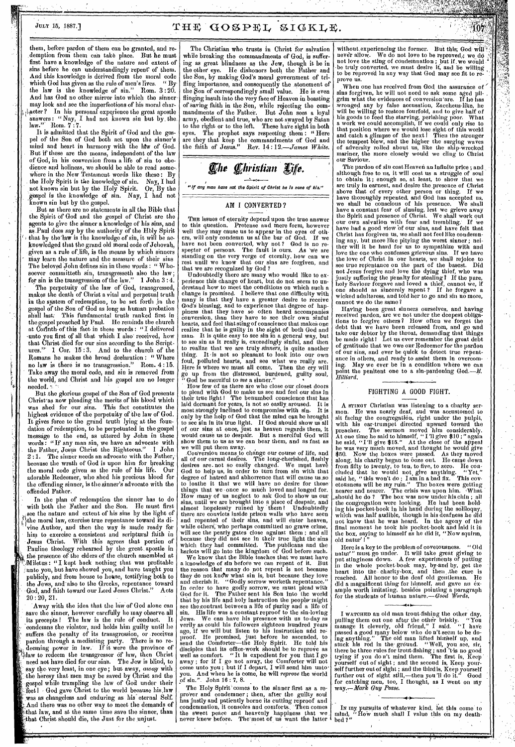them, before pardon of them can be granted, and redemption from them can take place. But he must first have a knowledge of the nature and extent of sins before he can understandingly repent of them. And this knowledge is derived from the moral code which God has given as the rule of men's lives. "By the law is the knowledge of sin." Rom. 3:20. And has God no other mirror into which the sinner may look and see the imperfections of his moral character? In his personal experience the great apostle answers: "Nay, I had not known sin but by the law." Rom. 7:7.

It is admitted that the Spirit of God and the gospel of the Son of God both act upon the sinner's mind and heart in harmony with the law of God. But if these are the means, independent of the law of God, in his conversion from a life of sin to obedience and holiness, we should be able to read somewhere in the New Testament words like these: By the Holy Spirit is the knowledge of sin. Nay, I had not known sin but by the Holy Spirit. Or, By the gospel is the knowledge of sin. Nay, I had not known sin but by the gospel.

But as there are no statements in all the Bible that the Spirit of God and the gospel of Christ are the agents to give the sinner a knowledge of his sins, and as Paul does say by the authority of the Holy Spirit that by the law is the knowledge of sin, it will be acknowledged that the grand old moral code of Jehovah, given as a rule of life, is the means by which sinners may learn the nature and the measure of their sins. The beloved John defines sin in these words: "Whosoever committeth sin, transgresseth also the law; for sin is the transgression of the law." 1 John 3:4.

The perpetuity of the law of God, transgressed, makes the death of Christ a vital and perpetual truth in the system of redemption, to be set forth in the gospel of the Son of God as long as human probation shall last. This fundamental truth ranked first in the gospel preached by Paul. He reminds the church at Corinth of this fact in these words: "I delivered unto you first of all that which I also received, how that Christ died for our sins according to the Scriptures." 1 Cor. 15:3. And to the church of the Romans he makes the broad declaration: "Where no law is there is no transgression." Rom. 4:15. Take away the moral code, and sin is removed from the world, and Christ and his gospel are no longer needed.

But the glorious gospel of the Son of God presents Christ as now pleading the merits of his blood which was shed for our sins. This fact constitutes the highest evidence of the perpetuity of the law of God. It gives force to the grand truth lying at the foundation of redemption, to be perpetuated in the gospel message to the end, as uttered by John in these words: "If any man sin, we have an advocate with the Father, Jesus Christ the Righteous." 1 John 2:1. The sinner needs an advocate with the Father, because the wrath of God is upon him for breaking the moral code given as the rule of his life. Our adorable Redeemer, who shed his precious blood for the offending sinner, is the sinner's advocate with the offended Father.

In the plan of redemption the sinner has to do with both the Father and the Son. He must first see the nature and extent of his sins by the light of the moral law, exercise true repentance toward its divine Author, and then the way is made ready for him to exercise a consistent and scriptural faith in Jesus Christ. With this agrees that portion of Pauline theology rehearsed by the great apostle in the presence of the elders of the church assembled at Miletus: "I kept back nothing that was profitable unto you, but have showed you, and have taught you publicly, and from house to house, testifying both to the Jews, and also to the Greeks, repentance toward God, and faith toward our Lord Jesus Christ." Acts 20:20, 21.

Away with the idea that the law of God alone can save the sinner, however carefully he may observe all its precepts! The law is the rule of conduct. It condemns the violator, and holds him guilty until he suffers the penalty of its transgression, or receives pardon through a mediating party. There is no redeeming power in law. If it were the province of law to redeem the transgressor of law, then Christ need not have died for our sins. The Jew is blind, to say the very least, in one eye; but away, *away* with the heresy that men may be saved by Christ and the gospel while trampling the law of God under their feet! God gave Christ to the world because his law was as changeless and enduring as his eternal Self. And there was no other way to meet the demands of that law, and at the same time save the sinner, than that Christ should die, the Just for the unjust.

The Christian who trusts in Christ for salvation while breaking the commandments of God, is suffering as great blindness as the Jew, though it be in the other eye. He dishonors both the Father and the Son, by making God's moral government of trifling importance, and consequently the atonement of the Son of correspondingly small value. He is even flinging insult into the very face of Heaven in boasting of saving faith in the Son, while rejecting the commandments of the Father. But John sees a loyal army, obedient and true, who are not swayed by Satan to the right or to the left. These have sight in both eyes. The prophet says respecting them: "Here are they that keep the commandments of God and the faith of Jesus." Rev. 14:12.—*James White.*

# The Christian Life.

*"If any man have not the Spirit of Christ he is none of his."*

## AM I CONVERTED?

The issues of eternity depend upon the true answer to this question. Pretense and mere form, however well they may cause us to appear in the eyes of others, will only condemn us at the bar of God. If we have not been converted, why not? God is no respecter of persons. The fault is ours. As we are standing on the very verge of eternity, how can we rest until we know that our sins are forgiven, and that we are recognized by God?

Undoubtedly there are many who would like to experience this change of heart, but do not seem to understand how to meet the conditions on which such a change is promised. I believe that one difficulty with many is that they have a greater desire to receive God's blessing, and to experience that degree of happiness that they have so often heard accompanies conversion, than they have to see their own sinful hearts, and feel that sting of conscience that makes one realize that he is guilty in the sight of both God and man. It is quite easy to see sin in a general way, but to see sin as it really is, exceedingly sinful, and then to realize that we are truly *sinners*, is quite another thing. It is not so pleasant to look into our own foul, polluted hearts, and see what we really are. Here is where we must all come. Then the cry will go up from the distressed, burdened, guilty soul, "God be merciful to *me* a sinner."

How few of us there are who close our closet doors to plead with God to make us see and feel our sins in their true light! The benumbed conscience that has laid dormant for years, is not so easily aroused. It is most strongly inclined to compromise with sin. It is only by the help of God that the mind can be brought to see sin in its true light. If God should show us all of our sins at once, just as heaven regards them, it would cause us to despair. But a merciful God will show them to us as we can bear them, and as fast as we will put them away.

Conversion means to change our course of life, and all of our carnal desires. The long-cherished, fleshly desires are not so easily changed. We must have God to help us, in order to turn from sin with that degree of hatred and abhorrence that will cause us so to loathe it that we will have no desire for those things that we once so much loved and longed for. How many of us neglect to ask God to show us our sins, until we are brought into a place of despair, and almost hopelessly ruined by them! Undoubtedly there are convicts inside prison walls who have seen and repented of their sins, and will enter heaven, while others, who perhaps committed no grave crime, will see the pearly gates close against them; and all because they did not see in their true light the sins which they had committed. The publicans and the harlots will go into the kingdom of God before such.

We know that the Bible teaches that we must have a knowledge of sin before we can repent of it. But the reason that many do not repent is not because they do not know what sin is, but because they love and cherish it. "Godly sorrow worketh repentance." In order to have godly sorrow, we must plead with God for it. The Father sent his Son into the world that by his life and holy instruction the people might see the contrast between a life of purity and a life of sin. His life was a constant reproof to the sin-loving Jews. We can have his presence with us to-day as verily as could his followers eighteen hundred years ago, if we will but listen to his instruction and reproof. He promised, just before he ascended, to send the Comforter—the Holy Spirit. He told his disciples that its office-work should be to reprove as well as comfort. "It is expedient for you that I go away; for if I go not away, the Comforter will not come unto you; but if I depart, I will send him unto you. And when he is come, he will *reprove* the world of sin." John 16:7, 8.

The Holy Spirit comes to the sinner first as a reprover and condemner; then, after the guilty soul has justly and patiently borne its cutting reproof and condemnation, it consoles and comforts. Then comes the sweet peace and heavenly happiness that we never knew before. The most of us want the latter without experiencing the former. But this, God will never allow. We do not love to be reproved; we do not love the sting of condemnation; but if we would be truly converted, we must desire it, and be willing to be reproved in any way that God may see fit to reprove us.

When one has received from God the assurance of sins forgiven, he will not need to ask some aged pilgrim what the evidences of conversion are. If he has wronged any by false accusation, Zaccheus-like, he will be willing to restore fourfold, and to give half of his goods to feed the starving, perishing poor. What a work we could accomplish, if we could only rise to that position where we would lose sight of this world and catch a glimpse of the next! Then the stronger the tempest blew, and the higher the surging waves of adversity rolled about us, like the ship-wrecked mariner, the more closely would we cling to Christ our Saviour.

The pardon of sin cost Heaven an infinite price; and although free to us, it will cost us a struggle of soul to obtain it; enough so, at least, to show that we are truly in earnest, and desire the presence of Christ above that of every other person or thing. If we have thoroughly repented, and God has accepted us, we shall be conscious of his presence. We shall have a constant fear of sinning, lest we grieve away the Spirit and presence of Christ. We shall work out our own salvation with fear and trembling. If we have had a good view of our sins, and have felt that Christ has forgiven us, we shall not feel like condemning any, but more like pitying the worst sinner; neither will it be hard for us to sympathize with and love the one who confesses grievous sins. If we have the love of Christ in our hearts, we shall rejoice to see true repentance on the part of the basest. Did not Jesus forgive and love the dying thief, who was justly suffering the penalty for stealing? If the pure, holy Saviour forgave and loved a thief, cannot we, if one should as sincerely repent? If he forgave a wicked adulteress, and told her to go and sin no more, cannot we do the same?

Having been great sinners ourselves, and having received pardon, are we not under the deepest obligations to forgive others? How often we forget the debt that we have been released from, and go and take our debtor by the throat, demanding that things be made right! Let us ever remember the great debt of gratitude that we owe our Redeemer for the pardon of our sins, and ever be quick to detect true repentance in others, and ready to assist them in overcoming. May we ever be in a condition where we can point the penitent one to a sin-pardoning God.—*E. Hilliard.*

## FIGHTING A GOOD FIGHT.

A stingy Christian was listening to a charity sermon. He was nearly deaf, and was accustomed to sit facing the congregation, right under the pulpit, with his ear-trumpet directed upward toward the preacher. The sermon moved him considerably. At one time he said to himself, "I'll give $10;" again he said, "I'll give $15." At the close of the appeal he was very much moved, and thought he would give $50. Now the boxes were passed. As they moved along, his charity began to ooze out. He came down from fifty to twenty, to ten, to five, to zero. He concluded that he would not give anything. "Yet," said he, "this won't do; I am in a bad fix. This covetousness will be my ruin." The boxes were getting nearer and nearer. The crisis was upon him. What should he do? The box was now under his chin; all the congregation were looking. He had been holding his pocket-book in his hand during the soliloquy, which was half audible, though in his deafness he did not know that he was heard. In the agony of the final moment he took his pocket-book and laid it in the box, saying to himself as he did it, "Now squirm, old natur'!"

Here is a key to the problem of covetousness. "Old natur'" must go under. It will take great giving to put stinginess down. A few experiments of putting in the whole pocket-book may, by-and-by, get the heart into the charity-box, and then the cure is reached. All honor to the deaf old gentleman. He did a magnificent thing for himself, and gave an example worth imitating, besides pointing a paragraph for the students of human nature.—*Good Words.*

---

I watched an old man trout-fishing the other day, pulling them out one after the other briskly. "You manage it cleverly, old friend," I said. "I have passed a good many below who do n't seem to be doing anything." The old man lifted himself up, and stuck his rod in the ground. "Well, you see, sir, there be three rules for trout-fishing; and 'tis no good trying if you do n't mind them. The first is, Keep yourself out of sight; and the second is, Keep yourself further out of sight; and the third is, Keep yourself further out of sight still,—then you'll do it." Good for catching men, too, I thought, as I went on my way.—*Mark Guy Pease.*

---

In my pursuits of whatever kind, let this come to mind, "How much shall I value this on my deathbed?"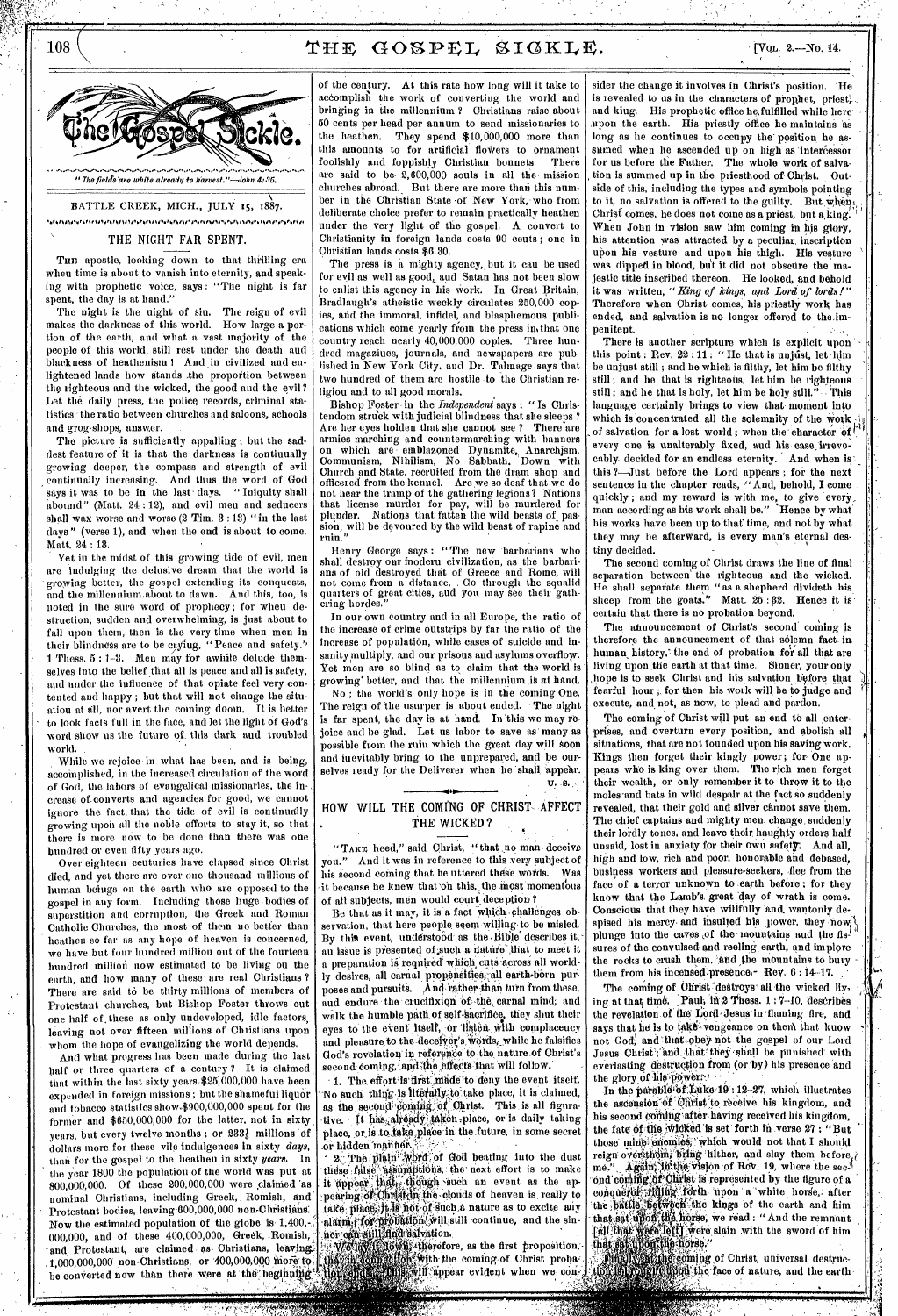# The Gospel Sickle.

*"The fields are white already to harvest."—John 4:35.*

BATTLE CREEK, MICH., JULY 15, 1887.

## THE NIGHT FAR SPENT.

THE apostle, looking down to that thrilling era when time is about to vanish into eternity, and speaking with prophetic voice, says: "The night is far spent, the day is at hand."

The night is the night of sin. The reign of evil makes the darkness of this world. How large a portion of the earth, and what a vast majority of the people of this world, still rest under the death and blackness of heathenism! And in civilized and enlightened lands how stands the proportion between the righteous and the wicked, the good and the evil? Let the daily press, the police records, criminal statistics, the ratio between churches and saloons, schools and grog-shops, answer.

The picture is sufficiently appalling; but the saddest feature of it is that the darkness is continually growing deeper, the compass and strength of evil continually increasing. And thus the word of God says it was to be in the last days. "Iniquity shall abound" (Matt. 24:12), and evil men and seducers shall wax worse and worse (2 Tim. 3:13) "in the last days" (verse 1), and when the end is about to come. Matt. 24:13.

Yet in the midst of this growing tide of evil, men are indulging the delusive dream that the world is growing better, the gospel extending its conquests, and the millennium about to dawn. And this, too, is noted in the sure word of prophecy; for when destruction, sudden and overwhelming, is just about to fall upon them, then is the very time when men in their blindness are to be crying, "Peace and safety." 1 Thess. 5:1-3. Men may for awhile delude themselves into the belief that all is peace and all is safety, and under the influence of that opiate feel very contented and happy; but that will not change the situation at all, nor avert the coming doom. It is better to look facts full in the face, and let the light of God's word show us the future of this dark and troubled world.

While we rejoice in what has been, and is being, accomplished, in the increased circulation of the word of God, the labors of evangelical missionaries, the increase of converts and agencies for good, we cannot ignore the fact, that the tide of evil is continually growing upon all the noble efforts to stay it, so that there is more now to be done than there was one hundred or even fifty years ago.

Over eighteen centuries have elapsed since Christ died, and yet there are over one thousand millions of human beings on the earth who are opposed to the gospel in any form. Including those huge bodies of superstition and corruption, the Greek and Roman Catholic Churches, the most of them no better than heathen so far as any hope of heaven is concerned, we have but four hundred million out of the fourteen hundred million now estimated to be living on the earth, and how many of these are real Christians? There are said to be thirty millions of members of Protestant churches, but Bishop Foster throws out one half of these as only undeveloped, idle factors, leaving not over fifteen millions of Christians upon whom the hope of evangelizing the world depends.

And what progress has been made during the last half or three quarters of a century? It is claimed that within the last sixty years $25,000,000 have been expended in foreign missions; but the shameful liquor and tobacco statistics show $900,000,000 spent for the former and $650,000,000 for the latter, not in sixty years, but every twelve months; or 233⅓ millions of dollars more for these vile indulgences in sixty *days*, than for the gospel to the heathen in sixty *years*. In the year 1800 the population of the world was put at 800,000,000. Of these 200,000,000 were claimed as nominal Christians, including Greek, Romish, and Protestant bodies, leaving 600,000,000 non-Christians. Now the estimated population of the globe is 1,400,000,000, and of these 400,000,000, Greek, Romish, and Protestant, are claimed as Christians, leaving 1,000,000,000 non-Christians, or 400,000,000 more to be converted now than there were at the beginning of the century. At this rate how long will it take to accomplish the work of converting the world and bringing in the millennium? Christians raise about 50 cents per head per annum to send missionaries to the heathen. They spend $10,000,000 more than this amounts to for artificial flowers to ornament foolishly and foppishly Christian bonnets. There are said to be 2,600,000 souls in all the mission churches abroad. But there are more than this number in the Christian State of New York, who from deliberate choice prefer to remain practically heathen under the very light of the gospel. A convert to Christianity in foreign lands costs 90 cents; one in Christian lands costs $6.30.

The press is a mighty agency, but it can be used for evil as well as good, and Satan has not been slow to enlist this agency in his work. In Great Britain, Bradlaugh's atheistic weekly circulates 250,000 copies, and the immoral, infidel, and blasphemous publications which come yearly from the press in that one country reach nearly 40,000,000 copies. Three hundred magazines, journals, and newspapers are published in New York City, and Dr. Talmage says that two hundred of them are hostile to the Christian religion and to all good morals.

Bishop Foster in the *Independent* says: "Is Christendom struck with judicial blindness that she sleeps? Are her eyes holden that she cannot see? There are armies marching and countermarching with banners on which are emblazoned Dynamite, Anarchism, Communism, Nihilism, No Sabbath, Down with Church and State, recruited from the dram shop and officered from the kennel. Are we so deaf that we do not hear the tramp of the gathering legions? Nations that license murder for pay, will be murdered for plunder. Nations that fatten the wild beasts of passion, will be devoured by the wild beast of rapine and ruin."

Henry George says: "The new barbarians who shall destroy our modern civilization, as the barbarians of old destroyed that of Greece and Rome, will not come from a distance. Go through the squalid quarters of great cities, and you may see their gathering hordes."

In our own country and in all Europe, the ratio of the increase of crime outstrips by far the ratio of the increase of population, while cases of suicide and insanity multiply, and our prisons and asylums overflow. Yet men are so blind as to claim that the world is growing better, and that the millennium is at hand.

No; the world's only hope is in the coming One. The reign of the usurper is about ended. The night is far spent, the day is at hand. In this we may rejoice and be glad. Let us labor to save as many as possible from the ruin which the great day will soon and inevitably bring to the unprepared, and be ourselves ready for the Deliverer when he shall appear.

U. S.

## HOW WILL THE COMING OF CHRIST AFFECT THE WICKED?

"TAKE heed," said Christ, "that no man deceive you." And it was in reference to this very subject of his second coming that he uttered these words. Was it because he knew that on this, the most momentous of all subjects, men would court deception?

Be that as it may, it is a fact which challenges observation, that here people seem willing to be misled. By this event, understood as the Bible describes it, an issue is presented of such a nature that to meet it a preparation is required which cuts across all worldly desires, all carnal propensities, all earth-born purposes and pursuits. And rather than turn from these, and endure the crucifixion of the carnal mind, and walk the humble path of self-sacrifice, they shut their eyes to the event itself, or listen with complacency and pleasure to the deceiver's words, while he falsifies God's revelation in reference to the nature of Christ's second coming, and the effects that will follow.

1. The effort is first made to deny the event itself. No such thing is literally to take place, it is claimed, as the second coming of Christ. This is all figurative. It has already taken place, or is daily taking place, or is to take place in the future, in some secret or hidden manner.

2. The plain word of God beating into the dust these false assumptions, the next effort is to make it appear that, though such an event as the appearing of Christ in the clouds of heaven is really to take place, it is not of such a nature as to excite any alarm; for probation will still continue, and the sinner can still find salvation.

We lay it down, therefore, as the first proposition, that in connection with the coming of Christ probation ceases. This will appear evident when we consider the change it involves in Christ's position. He is revealed to us in the characters of prophet, priest, and king. His prophetic office he fulfilled while here upon the earth. His priestly office he maintains as long as he continues to occupy the position he assumed when he ascended up on high as intercessor for us before the Father. The whole work of salvation is summed up in the priesthood of Christ. Outside of this, including the types and symbols pointing to it, no salvation is offered to the guilty. But when Christ comes, he does not come as a priest, but a king. When John in vision saw him coming in his glory, his attention was attracted by a peculiar inscription upon his vesture and upon his thigh. His vesture was dipped in blood, but it did not obscure the majestic title inscribed thereon. He looked, and behold it was written, "*King of kings, and Lord of lords!*" Therefore when Christ comes, his priestly work has ended, and salvation is no longer offered to the impenitent.

There is another scripture which is explicit upon this point: Rev. 22:11: "He that is unjust, let him be unjust still; and he which is filthy, let him be filthy still; and he that is righteous, let him be righteous still; and he that is holy, let him be holy still." This language certainly brings to view that moment into which is concentrated all the solemnity of the work of salvation for a lost world; when the character of every one is unalterably fixed, and his case irrevocably decided for an endless eternity. And when is this?—Just before the Lord appears; for the next sentence in the chapter reads, "And, behold, I come quickly; and my reward is with me, to give every man according as his work shall be." Hence by what his works have been up to that time, and not by what they may be afterward, is every man's eternal destiny decided.

The second coming of Christ draws the line of final separation between the righteous and the wicked. He shall separate them "as a shepherd divideth his sheep from the goats." Matt. 25:32. Hence it is certain that there is no probation beyond.

The announcement of Christ's second coming is therefore the announcement of that solemn fact in human history, the end of probation for all that are living upon the earth at that time. Sinner, your only hope is to seek Christ and his salvation before that fearful hour; for then his work will be to judge and execute, and not, as now, to plead and pardon.

The coming of Christ will put an end to all enterprises, and overturn every position, and abolish all situations, that are not founded upon his saving work. Kings then forget their kingly power; for One appears who is king over them. The rich men forget their wealth, or only remember it to throw it to the moles and bats in wild despair at the fact so suddenly revealed, that their gold and silver cannot save them. The chief captains and mighty men change suddenly their lordly tones, and leave their haughty orders half unsaid, lost in anxiety for their own safety. And all, high and low, rich and poor, honorable and debased, business workers and pleasure-seekers, flee from the face of a terror unknown to earth before; for they know that the Lamb's great day of wrath is come. Conscious that they have willfully and wantonly despised his mercy and insulted his power, they now plunge into the caves of the mountains and the fissures of the convulsed and reeling earth, and implore the rocks to crush them, and the mountains to bury them from his incensed presence. Rev. 6:14-17.

The coming of Christ destroys all the wicked living at that time. Paul, in 2 Thess. 1:7-10, describes the revelation of the Lord Jesus in flaming fire, and says that he is to take vengeance on them that know not God, and that obey not the gospel of our Lord Jesus Christ; and that they shall be punished with everlasting destruction from (or by) his presence and the glory of his power.

In the parable of Luke 19:12-27, which illustrates the ascension of Christ to receive his kingdom, and his second coming after having received his kingdom, the fate of the wicked is set forth in verse 27: "But those mine enemies, which would not that I should reign over them, bring hither, and slay them before me." Again, in the vision of Rev. 19, where the second coming of Christ is represented by the figure of a conqueror riding forth upon a white horse, after the battle between the kings of the earth and him that sat upon the horse, we read: "And the remnant [all that were left] were slain with the sword of him that sat upon the horse."

Finally, at the coming of Christ, universal destruction is brought upon the face of nature, and the earth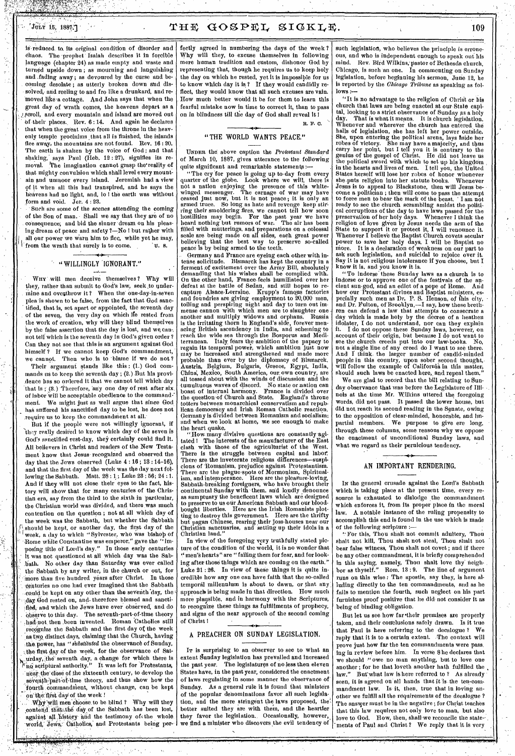is reduced to its original condition of disorder and chaos. The prophet Isaiah describes it in forcible language (chapter 24) as made empty and waste and turned upside down; as mourning and languishing and fading away; as devoured by the curse and becoming desolate; as utterly broken down and dissolved, and reeling to and fro like a drunkard, and removed like a cottage. And John says that when the great day of wrath comes, the heavens depart as a scroll, and every mountain and island are moved out of their places. Rev. 6:14. And again he declares that when the great voice from the throne in the heavenly temple proclaims that all is finished, the islands flee away, the mountains are not found. Rev. 16:20. The earth is shaken by the voice of God; and that shaking, says Paul (Heb. 12:27), signifies its removal. The imagination cannot grasp the reality of that mighty convulsion which shall level every mountain and unmoor every island. Jeremiah had a view of it when all this had transpired, and he says the heavens had no light, and, lo! the earth was without form and void. Jer. 4:23.

Such are some of the scenes attending the coming of the Son of man. Shall we say that they are of no consequence, and bid the sinner dream on his pleasing dream of peace and safety?—No! but rather with all our power we warn him to flee, while yet he may, from the wrath that surely is to come. U. S.

## "WILLINGLY IGNORANT."

WHY will men deceive themselves? Why will they, rather than submit to God's law, seek to undermine and overthrow it? When the one-day-in-seven plea is shown to be false, from the fact that God sanctified, that is, set apart or appointed, the seventh day of the seven, the very day on which He rested from the work of creation, why will they blind themselves by the false assertion that the day is lost, and we cannot tell which is the seventh day in God's given order? Can they not see that this is an argument against God himself? If we cannot keep God's commandment, we cannot. Then who is to blame if we do not?

Their argument stands like this: (1.) God commands us to keep the seventh day; (2.) But his providence has so ordered it that we cannot tell which day that is; (3.) Therefore, any one day of rest after six of labor will be acceptable obedience to the commandment. We might just as well argue that since God has suffered his sanctified day to be lost, he does not require us to keep the commandment at all.

But if the people were not willingly ignorant, if they really desired to know which day of the seven is God's sanctified rest-day, they certainly could find it. All believers in Christ and readers of the New Testament know that Jesus recognized and observed the day that the Jews observed (Luke 4:16; 13:14–16), and that the first day of the week was the day next following the Sabbath. Matt. 28:1; Luke 23:56; 24:1. And if they will not close their eyes to the fact, history will show that for many centuries of the Christian era, say from the third to the sixth in particular, the Christian world was divided, and there was much contention on the question; not at all which day of the week was the Sabbath, but whether the Sabbath should be kept, or another day, the first day of the week, a day to which "Sylvester, who was bishop of Rome while Constantine was emperor," gave the "imposing title of Lord's day." In those early centuries it was not questioned at all which day was the Sabbath. No other day than Saturday was ever called the Sabbath by any writer, in the church or out, for more than five hundred years after Christ. In those centuries no one had ever imagined that the Sabbath could be kept on any other than the seventh day, the day God rested on, and therefore blessed and sanctified, and which the Jews have ever observed, and do observe to this day. The seventh-part-of-time theory had not then been invented. Roman Catholics still recognize the Sabbath and the first day of the week as two distinct days, claiming that the Church, having the power, has "*substituted* the observance of Sunday, the first day of the week, for the observance of Saturday, the seventh day, a change for which there is no scriptural authority." It was left for Protestants, near the close of the sixteenth century, to develop the seventh-part-of-time theory, and thus show how the fourth commandment, without change, can be kept on the first day of the week!

Why will men choose to be blind? Why will they contend that the day of the Sabbath has been lost, against all history and the testimony of the whole world, Jews, Catholics, and Protestants being perfectly agreed in numbering the days of the week? Why will they, to excuse themselves in following mere human tradition and custom, dishonor God by representing that, though he requires us to keep holy the day on which he rested, yet it is impossible for us to know which day it is? If they would candidly reflect, they would know that all such excuses are vain. How much better would it be for them to learn this fearful mistake now in time to correct it, than to pass on in blindness till the day of God shall reveal it! R. F. C.

## "THE WORLD WANTS PEACE."

UNDER the above caption the *Protestant Standard* of March 10, 1887, gives utterance to the following quite significant and remarkable statements:—

"The cry for peace is going up to-day from every quarter of the globe. Look where we will, there is not a nation enjoying the presence of this white-winged messenger. The carnage of war may have ceased just now, but it is not peace; it is only an armed truce. So long as hate and revenge keep stirring their smoldering fires, we cannot tell how soon hostilities may begin. For the past year we have heard nothing but rumors of war. The air has been filled with mutterings, and preparations on a colossal scale are being made on all sides, each great power believing that the best way to preserve so-called peace is by being armed to the teeth.

Germany and France are eyeing each other with intense solicitude. Bismarck has kept the country in a ferment of excitement over the Army Bill, absolutely demanding that his wishes shall be complied with. On the other hand, France feels humiliated over her defeat at the battle of Sedan, and still hopes to recapture Alsace-Lorraine. Krupp's famous factories and foundries are giving employment to 20,000 men, toiling and perspiring night and day to turn out immense cannon with which men are to slaughter one another and multiply widows and orphans. Russia is the irritating thorn in England's side, forever menacing British ascendency in India, and scheming to reach the wide sea through the Bosporus and Mediterranean. Italy fears the ambition of the papacy to regain its temporal power, which ambition just now may be increased and strengthened and made more probable than ever by the diplomacy of Bismarck. Austria, Belgium, Bulgaria, Greece, Egypt, India, China, Mexico, South America, our own country, are all tossed about with the winds of discussion and the tumultuous waves of discord. No state or nation can boast of internal harmony. France is divided over the question of Church and State. England's throne totters between monarchical conservatism and republican democracy and Irish Roman Catholic reaction. Germany is divided between Romanism and socialism; and when we look at home, we see enough to make the heart quake.

"How many divisive questions are constantly agitated! The interests of the manufacturer of the East clash with those of the agriculturist of the West. There is the struggle between capital and labor. There are the inveterate religious differences—suspicions of Romanism, prejudice against Protestantism. There are the plague-spots of Mormonism, Spiritualism, and intemperance. Here are the pleasure-loving, Sabbath-breaking foreigners, who have brought their continental Sunday with them, and loudly denounce as sumptuary the beneficent laws which are designed to preserve to us our American Sabbath and our blood-bought liberties. Here are the Irish Romanists plotting to destroy this government. Here are the thrifty but pagan Chinese, rearing their joss-houses near our Christian sanctuaries, and setting up their idols in a Christian land."

In view of the foregoing very truthfully stated picture of the condition of the world, it is no wonder that "men's hearts" are "failing them for fear, and for looking after those things which are coming on the earth." Luke 21:26. In view of these things it is quite incredible how any one can have faith that the so-called temporal millennium is about to dawn, or that any approach is being made in that direction. How much more plausible, and in harmony with the Scriptures, to recognize these things as fulfillments of prophecy, and signs of the near approach of the second coming of Christ!

## A PREACHER ON SUNDAY LEGISLATION.

IT is surprising to an observer to see to what an extent Sunday legislation has prevailed and increased the past year. The legislatures of no less then eleven States have, in the past year, considered the enactment of laws regulating in some manner the observance of Sunday. As a general rule it is found that ministers of the popular denominations favor all such legislation, and the more stringent the laws proposed, the better suited they are with them, and the heartier they favor the legislation. Occasionally, however, we find a minister who discovers the evil tendency of such legislation, who believes the principle is erroneous, and who is independent enough to speak out his mind. Rev. Bird Wilkins, pastor of Bethesda church, Chicago, is such an one. In commenting on Sunday legislation, before beginning his sermon, June 12, he is reported by the *Chicago Tribune* as speaking as follows:—

"It is no advantage to the religion of Christ or his church that laws are being enacted at our State capital, looking to a strict observance of Sunday as a holy day. That is what it means. It is church legislation. Whenever and wherever the church has entered the halls of legislation, she has left her power outside. She, upon entering the political arena, lays aside her robes of victory. She may have a majority, and thus carry her point, but I tell you it is contrary to the genius of the gospel of Christ. He did not leave us the political sword with which to set up his kingdom in the hearts and lives of men. I tell you, the United States herself will lose her robes of honor whenever she puts religion into her statute books. Whenever Jesus is to appeal to Blackstone, then will Jesus become a politician; then will come to pass the attempt to force men to bear the mark of the beast. I am not ready to see the church scrambling amidst the political corruptions of the day to have laws passed for the preservation of her holy days. Whenever I think the religion of love given by Jesus needs the arm of the State to support it or protect it, I will renounce it. Whenever I believe the Baptist Church covets secular power to save her holy days, I will be Baptist no more. It is a declaration of weakness on our part to ask such legislation, and suicidal to rejoice over it. Say it is not religious intolerance if you choose, but I know it is, and you know it is.

"To indorse these Sunday laws as a church is to indorse or to approve one of the festivals of the ancient sun-god, and an edict of a pope of Rome. And how our Protestant divines and Baptist ministers, especially such men as Dr. P. S. Henson, of this city, and Dr. Fulton, of Brooklyn,—I say, how these brethren can defend a law that attempts to consecrate a day which is made holy by the decree of a heathen idolater, I do not understand, nor can they explain it. I do not oppose these Sunday laws, however, on account of their origin, but because I do not want to see the church creeds put into our law-books. No, not a single line of any creed do I want to see there. And I think the larger number of candid-minded people in this country, upon sober second thought, will follow the example of California in this matter, should such laws be enacted here, and repeal them."

We are glad to record that the bill relating to Sunday observance that was before the Legislature of Illinois at the time Mr. Wilkins uttered the foregoing words, did not pass. It passed the lower house, but did not reach its second reading in the Senate, owing to the opposition of clear-minded, honorable, and impartial members. We purpose to give ere long, through these columns, some reasons why we oppose the enactment of unconditional Sunday laws, and what we regard as their pernicious tendency.

## AN IMPORTANT RENDERING.

IN the general crusade against the Lord's Sabbath which is taking place at the present time, every resource is exhausted to dislodge the commandment which enforces it, from its proper place in the moral law. A notable instance of the ruling propensity to accomplish this end is found in the use which is made of the following scripture:—

"For this, Thou shalt not commit adultery, Thou shalt not kill, Thou shalt not steal, Thou shalt not bear false witness, Thou shalt not covet; and if there be any other commandment, it is briefly comprehended in this saying, namely, Thou shalt love thy neighbor as thyself." Rom. 13:9. The line of argument runs on this wise: The apostle, say they, is here alluding directly to the ten commandments, and as he fails to mention the fourth, such neglect on his part furnishes proof positive that he did not consider it as being of binding obligation.

But let us see how far their premises are properly taken, and their conclusions safely drawn. Is it true that Paul is here referring to the decalogue? We reply that it is to a certain extent. The context will prove just how far the ten commandments were passing in review before him. In verse 8 he declares that we should "owe no man anything, but to love one another; for he that loveth another hath fulfilled the law." But what law is here referred to? As already seen, it is agreed on all hands that it is the ten-commandment law. Is it, then, true that in loving another we fulfill all the requirements of the decalogue? The answer must be in the negative; for Christ teaches that this law requires not only love to man, but also love to God. How, then, shall we reconcile the statements of Paul and Christ? We reply that it is very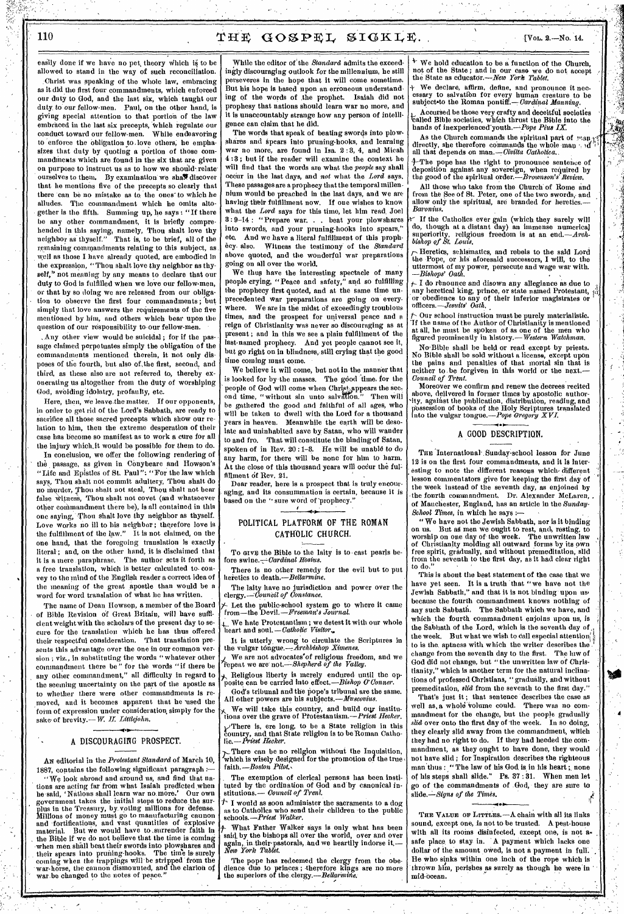easily done if we have no pet theory which is to be allowed to stand in the way of such reconciliation.

Christ was speaking of the whole law, embracing as it did the first four commandments, which enforced our duty to God, and the last six, which taught our duty to our fellow-men. Paul, on the other hand, is giving special attention to that portion of the law embraced in the last six precepts, which regulate our conduct toward our fellow-men. While endeavoring to enforce the obligation to love others, he emphasizes that duty by quoting a portion of those commandments which are found in the six that are given on purpose to instruct us as to how we should relate ourselves to them. By examination we shall discover that he mentions five of the precepts so clearly that there can be no mistake as to the ones to which he alludes. The commandment which he omits altogether is the fifth. Summing up, he says: "If there be any other commandment, it is briefly comprehended in this saying, namely, Thou shalt love thy neighbor as thyself." That is, to be brief, all of the remaining commandments relating to this subject, as well as those I have already quoted, are embodied in the expression, "Thou shalt love thy neighbor as thyself," not meaning by any means to declare that our duty to God is fulfilled when we love our fellow-men, or that by so doing we are released from our obligation to observe the first four commandments; but simply that love answers the requirements of the five mentioned by him, and others which bear upon the question of our responsibility to our fellow-men.

Any other view would be suicidal; for if the passage claimed perpetuates simply the obligation of the commandments mentioned therein, it not only disposes of the fourth, but also of the first, second, and third, as these also are not referred to, thereby exonerating us altogether from the duty of worshiping God, avoiding idolatry, profanity, etc.

Here, then, we leave the matter. If our opponents, in order to get rid of the Lord's Sabbath, are ready to sacrifice all those sacred precepts which show our relation to him, then the extreme desperation of their case has become so manifest as to work a cure for all the injury which it would be possible for them to do.

In conclusion, we offer the following rendering of the passage, as given in Conybeare and Howson's "Life and Epistles of St. Paul": "For the law which says, Thou shalt not commit adultery, Thou shalt do no murder, Thou shalt not steal, Thou shalt not bear false witness, Thou shalt not covet (and whatsoever other commandment there be), is all contained in this one saying, Thou shalt love thy neighbor as thyself. Love works no ill to his neighbor; therefore love is the fulfillment of the law." It is not claimed, on the one hand, that the foregoing translation is exactly literal; and, on the other hand, it is disclaimed that it is a mere paraphrase. The author sets it forth as a free translation, which is better calculated to convey to the mind of the English reader a correct idea of the meaning of the great apostle than would be a word for word translation of what he has written.

The name of Dean Howson, a member of the Board of Bible Revision of Great Britain, will have sufficient weight with the scholars of the present day to secure for the translation which he has thus offered their respectful consideration. That translation presents this advantage over the one in our common version; viz., in substituting the words "whatever other commandment there be" for the words "if there be any other commandment," all difficulty in regard to the seeming uncertainty on the part of the apostle as to whether there were other commandments is removed, and it becomes apparent that he used the form of expression under consideration simply for the sake of brevity.—*W. H. Littlejohn.*

## A DISCOURAGING PROSPECT.

An editorial in the *Protestant Standard* of March 10, 1887, contains the following significant paragraph:—

"We look abroad and around us, and find that nations are acting far from what Isaiah predicted when he said, 'Nations shall learn war no more.' Our own government takes the initial steps to reduce the surplus in the Treasury, by voting millions for defense. Millions of money must go to manufacturing cannon and fortifications, and vast quantities of explosive material. But we would have to surrender faith in the Bible if we do not believe that the time is coming when men shall beat their swords into plowshares and their spears into pruning-hooks. The time is surely coming when the trappings will be stripped from the war-horse, the cannon dismounted, and the clarion of war be changed to the notes of peace."

While the editor of the *Standard* admits the exceedingly discouraging outlook for the millennium, he still perseveres in the hope that it will come sometime. But his hope is based upon an erroneous understanding of the words of the prophet. Isaiah did not prophesy that nations should learn war no more, and it is unaccountably strange how any person of intelligence can claim that he did.

The words that speak of beating swords into plowshares and spears into pruning-hooks, and learning war no more, are found in Isa. 2:3, 4, and Micah 4:3; but if the reader will examine the context he will find that the words are what the *people* say shall occur in the last days, and *not* what the *Lord* says. These passages are a prophecy that the temporal millennium would be preached in the last days, and we are having their fulfillment now. If one wishes to know what the *Lord* says for this time, let him read Joel 3:9–14: "Prepare war. . . beat your plowshares into swords, and your pruning-hooks into spears," etc. And we have a literal fulfillment of this prophecy also. Witness the testimony of the *Standard* above quoted, and the wonderful war preparations going on all over the world.

We thus have the interesting spectacle of many people crying, "Peace and safety," and so fulfilling the prophecy first quoted, and at the same time unprecedented war preparations are going on everywhere. We are in the midst of exceedingly troublous times, and the prospect for universal peace and a reign of Christianity was never so discouraging as at present; and in this we see a plain fulfillment of the last-named prophecy. And yet people cannot see it, but go right on in blindness, still crying that the good time coming must come.

We believe it will come, but not in the manner that is looked for by the masses. The good time for the people of God will come when Christ appears the second time, "without sin unto salvation." Then will be gathered the good and faithful of all ages, who will be taken to dwell with the Lord for a thousand years in heaven. Meanwhile the earth will be desolate and uninhabited save by Satan, who will wander to and fro. That will constitute the binding of Satan, spoken of in Rev. 20:1–3. He will be unable to do any harm, for there will be none for him to harm. At the close of this thousand years will occur the fulfillment of Rev. 21.

Dear reader, here is a prospect that is truly encouraging, and its consummation is certain, because it is based on the "sure word of prophecy."

## POLITICAL PLATFORM OF THE ROMAN CATHOLIC CHURCH.

To give the Bible to the laity is to cast pearls before swine.—*Cardinal Hosius.*

There is no other remedy for the evil but to put heretics to death.—*Bellarmine.*

The laity have no jurisdiction and power over the clergy.—*Council of Constance.*

Let the public-school system go to where it came from—the Devil.—*Freeman's Journal.*

We hate Protestantism; we detest it with our whole heart and soul.—*Catholic Visitor.*

It is utterly wrong to circulate the Scriptures in the vulgar tongue.—*Archbishop Ximenes.*

We are not advocates of religious freedom, and we repeat we are not.—*Shepherd of the Valley.*

Religious liberty is merely endured until the opposite can be carried into effect.—*Bishop O'Conner.*

God's tribunal and the pope's tribunal are the same. All other powers are his subjects.—*Muscovius.*

We will take this country, and build our institutions over the grave of Protestantism.—*Priest Hecker.*

There is, ere long, to be a State religion in this country, and that State religion is to be Roman Catholic.—*Priest Hecker.*

There can be no religion without the Inquisition, which is wisely designed for the promotion of the true faith.—*Boston Pilot.*

The exemption of clerical persons has been instituted by the ordination of God and by canonical institutions.—*Council of Trent.*

I would as soon administer the sacraments to a dog as to Catholics who send their children to the public schools.—*Priest Walker.*

What Father Walker says is only what has been said by the bishops all over the world, over and over again, in their pastorals, and we heartily indorse it.—*New York Tablet.*

The pope has redeemed the clergy from the obedience due to princes; therefore kings are no more the superiors of the clergy.—*Bellarmine.*

We hold education to be a function of the Church, not of the State; and in our case we do not accept the State as educator.—*New York Tablet.*

We declare, affirm, define, and pronounce it necessary to salvation for every human creature to be subject to the Roman pontiff.—*Cardinal Manning.*

Accursed be those very crafty and deceitful societies called Bible societies, which thrust the Bible into the hands of inexperienced youth.—*Pope Pius IX.*

As the Church commands the spiritual part of man directly, she therefore commands the whole man and all that depends on man.—*Civilta Catholica.*

The pope has the right to pronounce sentence of deposition against any sovereign, when required by the good of the spiritual order.—*Brownson's Review.*

All those who take from the Church of Rome and from the See of St. Peter, one of the two swords, and allow only the spiritual, are branded for heretics.—*Baronius.*

If the Catholics ever gain (which they surely will do, though at a distant day) an immense numerical superiority, religious freedom is at an end.—*Archbishop of St. Louis.*

Heretics, schismatics, and rebels to the said Lord the Pope, or his aforesaid successors, I will, to the uttermost of my power, persecute and wage war with.—*Bishops' Oath.*

I do renounce and disown any allegiance as due to any heretical king, prince, or state named Protestant, or obedience to any of their inferior magistrates or officers.—*Jesuits' Oath.*

Our school instruction must be purely materialistic. If the name of the Author of Christianity is mentioned at all, he must be spoken of as one of the men who figured prominently in history.—*Western Watchman.*

No Bible shall be held or read except by priests. No Bible shall be sold without a license, except upon the pains and penalties of that mortal sin that is neither to be forgiven in this world or the next.—*Council of Trent.*

Moreover we confirm and renew the decrees recited above, delivered in former times by apostolic authority, against the publication, distribution, reading, and possession of books of the Holy Scriptures translated into the vulgar tongue.—*Pope Gregory XVI.*

## A GOOD DESCRIPTION.

The International Sunday-school lesson for June 12 is on the first four commandments, and it is interesting to note the different reasons which different lesson commentators give for keeping the first day of the week instead of the seventh day, as enjoined by the fourth commandment. Dr. Alexander McLaren, of Manchester, England, has an article in the *Sunday-School Times*, in which he says:—

"We have not the Jewish Sabbath, nor is it binding on us. But as men we ought to rest, and, resting, to worship on one day of the week. The unwritten law of Christianity molding all outward forms by its own free spirit, gradually, and without premeditation, slid from the seventh to the first day, as it had clear right to do."

This is about the best statement of the case that we have yet seen. It is a truth that "we have not the Jewish Sabbath," and that it is not binding upon us because the fourth commandment knows nothing of any such Sabbath. The Sabbath which we have, and which the fourth commandment enjoins upon us, is the Sabbath of the Lord, which is the seventh day of the week. But what we wish to call especial attention to is the aptness with which the writer describes the change from the seventh day to the first. The law of God did not change, but "the unwritten law of Christianity," which is another term for the natural inclinations of professed Christians, "gradually, and without premeditation, *slid* from the seventh to the first day."

That's just it; that sentence describes the case as well as a whole volume could. There was no commandment for the change, but the people gradually *slid* over onto the first day of the week. In so doing, they clearly slid away from the commandment, which they had no right to do. If they had heeded the commandment, as they ought to have done, they would not have slid; for Inspiration describes the righteous man thus: "The law of his God is in his heart; none of his steps shall slide." Ps. 37:31. When men let go of the commandments of God, they are sure to slide.—*Signs of the Times.*

The Value of Littles.—A chain with all its links sound, except one, is not to be trusted. A pest-house with all its rooms disinfected, except one, is not a safe place to stay in. A payment which lacks one dollar of the amount owed, is not a payment in full. He who sinks within one inch of the rope which is thrown him, perishes as surely as though he were in mid-ocean.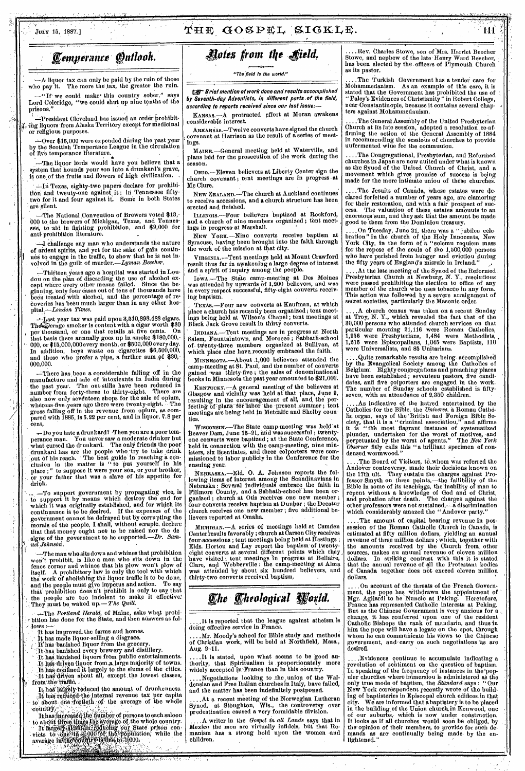## Temperance Outlook.

—A liquor tax can only be paid by the ruin of those who pay it. The more the tax, the greater the ruin.

—"If we could make this country sober," says Lord Coleridge, "we could shut up nine tenths of the prisons."

—President Cleveland has issued an order prohibiting liquors from Alaska Territory except for medicinal or religious purposes.

—Over $15,000 were expended during the past year by the Scottish Temperance League in the circulation of five temperance literature.

—The liquor lords would have you believe that a system that hounds your son into a drunkard's grave, is one of the fruits and flowers of high civilization.

—In Texas, eighty-two papers declare for prohibition and twenty-one against it; in Tennessee fifty-two for it and four against it. Some in both States are silent.

—The National Convention of Brewers voted $18,000 to the brewers of Michigan, Texas, and Tennessee, to aid in fighting prohibition, and $9,000 for anti-prohibition literature.

—I challenge any man who understands the nature of ardent spirits, and yet for the sake of gain continues to engage in the traffic, to show that he is not involved in the guilt of murder.—*Lyman Beecher*.

—Thirteen years ago a hospital was started in London on the plan of discarding the use of alcohol except where every other means failed. Since the beginning, only four cases out of tens of thousands have been treated with alcohol, and the percentage of recoveries has been much larger than in any other hospital.—*London Times*.

—Last year tax was paid upon 3,510,898,488 cigars. The average smoker is content with a cigar worth $30 per thousand, or one that retails at five cents. On that basis there annually goes up in smoke $180,000,000, or $15,000,000 every month, or $500,000 every day. In addition, boys waste on cigarettes $6,500,000, and those who prefer a pipe, a further sum of $20,000,000.

—There has been a considerable falling off in the manufacture and sale of intoxicants in India during the past year. The out-stills have been reduced in number from forty-three to thirty-eight. There are also now only seventeen shops for the sale of opium, whereas five years ago there were twenty-eight. The gross falling off in the revenue from opium, as compared with 1885, is 5.22 per cent, and in liquor, 7.8 per cent.

—Do you hate a drunkard? Then you are a poor temperance man. You never saw a moderate drinker but what cursed the drunkard. The only friends the poor drunkard has are the people who try to take drink out of his reach. The best guide in reaching a conclusion in the matter is "to put yourself in his place;" to suppose it were your son, or your brother, or your father that was a slave of his appetite for drink.

—To support government by propagating vice, is to support it by means which destroy the end for which it was originally established, and for which its continuance is to be desired. If the expenses of the government cannot be defrayed but by corrupting the morals of the people, I shall, without scruple, declare that that money ought not to be raised nor the designs of the government to be supported.—*Dr. Samuel Johnson*.

—The man who sits down and whines that prohibition won't prohibit, is like a man who sits down in the fence corner and whines that his plow won't plow of itself. A prohibitory law is only the tool with which the work of abolishing the liquor traffic is to be done, and the people must give impetus and action. To say that prohibition does n't prohibit is only to say that the people are too indolent to make it effective. They must be waked up.—*The Quill*.

—The *Portland Herald*, of Maine, asks what prohibition has done for the State, and then answers as follows:—

It has improved the farms and homes.
It has made liquor-selling a disgrace.
It has banished liquor from the grocery.
It has banished every brewery and distillery.
It has banished liquors from public entertainments.
It has driven liquor from a large majority of towns.
It has confined it largely to the slums of the cities.
It has driven about all, except the lowest classes, from the traffic.
It has largely reduced the amount of drunkenness.
It has reduced the internal revenue tax per capita to about one-fortieth of the average of the whole country.
It has increased the number of persons to each saloon to about three times the average of the whole country.
It largely aided in reducing our State prison convicts to one in 4,000 of the population, while the average in the country is one to 1,000.

## Notes from the Field.

*"The field is the world."*

☞ *Brief mention of work done and results accomplished by Seventh-day Adventists, in different parts of the field, according to reports received since our last issue:—*

KANSAS.—A protracted effort at Moran awakens considerable interest.

ARKANSAS.—Twelve converts have signed the church covenant at Harrison as the result of a series of meetings.

MAINE.—General meeting held at Waterville, and plans laid for the prosecution of the work during the season.

OHIO.—Eleven believers at Liberty Center sign the church covenant; tent meetings are in progress at Mc Clure.

NEW ZEALAND.—The church at Auckland continues to receive accessions, and a church structure has been erected and finished.

ILLINOIS.—Four believers baptized at Rockford, and a church of nine members organized; tent meetings in progress at Marshall.

NEW YORK.—Nine converts receive baptism at Syracuse, having been brought into the faith through the work of the mission at that city.

VIRGINIA.—Tent meetings held at Mount Crawford result thus far in awakening a large degree of interest and a spirit of inquiry among the people.

IOWA.—The State camp-meeting at Des Moines was attended by upwards of 1,200 believers, and was in every respect successful, fifty-eight converts receiving baptism.

TEXAS.—Four new converts at Kaufman, at which place a church has recently been organized; tent meetings being held at Wilson's Chapel; tent meetings at Black Jack Grove result in thirty converts.

INDIANA.—Tent meetings are in progress at North Salem, Fountaintown, and Morocco; Sabbath-school of twenty-three members organized at Sullivan, at which place nine have recently embraced the faith.

MINNESOTA.—About 1,000 believers attended the camp-meeting at St. Paul, and the number of converts gained was thirty-five; the sales of denominational books in Minnesota the past year amounted to $21,000.

KENTUCKY.—A general meeting of the believers at Glasgow and vicinity was held at that place, June 9, resulting in the encouragement of all, and the perfecting of plans for labor the present summer; tent meetings are being held in Metcalfe and Shelby counties.

WISCONSIN.—The State camp-meeting was held at Beaver Dam, June 15–21, and was successful; twenty-one converts were baptized; at the State Conference, held in connection with the camp-meeting, nine ministers, six licentiates, and three colporters were commissioned to labor publicly in the Conference for the ensuing year.

NEBRASKA.—Eld. O. A. Johnson reports the following items of interest among the Scandinavians in Nebraska: Several individuals embrace the faith in Fillmore County, and a Sabbath-school has been organized; church at Otis receives one new member; four converts receive baptism at Dunbar; the Decatur church receives one new member; five additional believers reported at Omaha.

MICHIGAN.—A series of meetings held at Camden Center results favorably; church at Carson City receives four accessions; tent meetings being held at Hastings; Elds. Horton and Lay report the baptism of twenty-eight converts at several different points which they have visited; tent meetings in progress at Bellaire, Clare, and Webberville; the camp-meeting at Alma was attended by about six hundred believers, and thirty-two converts received baptism.

## The Theological World.

....It is reported that the league against atheism is doing effective service in France.

....Mr. Moody's school for Bible study and methods of Christian work, will be held at Northfield, Mass., Aug. 2–11.

....It is stated, upon what seems to be good authority, that Spiritualism is proportionately more widely accepted in France than in this country.

....Negotiations looking to the union of the Waldensian and Free Italian churches in Italy, have failed, and the matter has been indefinitely postponed.

....At a recent meeting of the Norwegian Lutheran Synod, at Stoughton, Wis., the controversy over predestination caused a very formidable division.

....A writer in the *Gospel in all Lands* says that in Mexico the men are virtually infidels, but that Romanism has a strong hold upon the women and children.

....Rev. Charles Stowe, son of Mrs. Harriet Beecher Stowe, and nephew of the late Henry Ward Beecher, has been elected by the officers of Plymouth Church as its pastor.

....The Turkish Government has a tender care for Mohammedanism. As an example of this care, it is stated that the Government has prohibited the use of "Paley's Evidences of Christianity" in Robert College, near Constantinople, because it contains several chapters against Mohammedanism.

....The General Assembly of the United Presbyterian Church at its late session, adopted a resolution re-affirming the action of the General Assembly of 1884 in recommending the sessions of churches to provide unfermented wine for the communion.

....The Congregational, Presbyterian, and Reformed churches in Japan are now united under what is known as the Synod of the United Church of Christ, and a movement which gives promise of success is being made for the more intimate union of these churches.

....The Jesuits of Canada, whose estates were declared forfeited a number of years ago, are clamoring for their restoration, and with a fair prospect of success. The valuation of these estates amounts to an enormous sum, and they ask that the amount be made good to them from the Dominion treasury.

....On Tuesday, June 21, there was a "jubilee celebration" in the church of the Holy Innocents, New York City, in the form of a "solemn requiem mass for the repose of the souls of the 1,500,000 persons who have perished from hunger and eviction during the fifty years of England's misrule in Ireland."

....At the late meeting of the Synod of the Reformed Presbyterian Church at Newburg, N. Y., resolutions were passed prohibiting the election to office of any member of the church who uses tobacco in any form. This action was followed by a severe arraignment of secret societies, particularly the Masonic order.

....A church census was taken on a recent Sunday at Troy, N. Y., which revealed the fact that of the 30,000 persons who attended church services on that particular morning 21,116 were Roman Catholics, 1,956 were Presbyterians, 1,484 were Methodists, 1,215 were Episcopalians, 1,045 were Baptists, 110 were Universalists, and 85 Unitarians.

....Quite remarkable results are being accomplished by the Evangelical Society among the Catholics of Belgium. Eighty congregations and preaching places have been established; seventeen pastors, five candidates, and five colporters are engaged in the work. The number of Sunday schools established is fifty-seven, with an attendance of 2,350 children.

....As indicative of the hatred entertained by the Catholics for the Bible, the *Univers*, a Roman Catholic organ, says of the British and Foreign Bible Society, that it is a "criminal association," and affirms it is "the most flagrant instance of systematized plunder, undertaken for the worst of motives, and perpetuated by the worst of agents." The *New York Observer* fitly calls this "a brilliant specimen of condensed wormwood."

....The Board of Visitors, to whom was referred the Andover controversy, made their decisions known on the 17th ult. They sustain the charges against Professor Smyth on three points,—the fallibility of the Bible in some of its teachings, the inability of man to repent without a knowledge of God and of Christ, and probation after death. The charges against the other professors were not sustained,—a discrimination which considerably amazed the "Andover party."

....The amount of capital bearing revenue in possession of the Roman Catholic Church in Canada, is estimated at fifty million dollars, yielding an annual revenue of three million dollars; which, together with the amounts received by the Church from other sources, makes an annual revenue of eleven million dollars. In striking contrast with this it is stated that the annual revenue of all the Protestant bodies of Canada together does not exceed eleven million dollars.

....On account of the threats of the French Government, the pope has withdrawn the appointment of Mgr. Agliardi to be Nuncio at Peking. Heretofore, France has represented Catholic interests at Peking. But as the Chinese Government is very anxious for a change, it has conferred upon one of the resident Catholic Bishops the rank of mandarin, and thus in him the pope will have a legate on the spot, through whom he can communicate his views to the Chinese government, and carry on such negotiations as are desired.

....Evidences continue to accumulate indicating a revolution of sentiment on the question of baptism. In speaking of the frequency of instances in the popular churches where immersion is administered as the only true mode of baptism, the *Standard* says: "One New York correspondent recently wrote of the building of baptisteries in Episcopal church edifices in that city. We are informed that a baptistery is to be placed in the building of the Union church in Kenwood, one of our suburbs, which is now under construction. It looks as if all churches would soon be obliged, by the opinion of their members, to provide for such demands as are continually being made by the enlightened."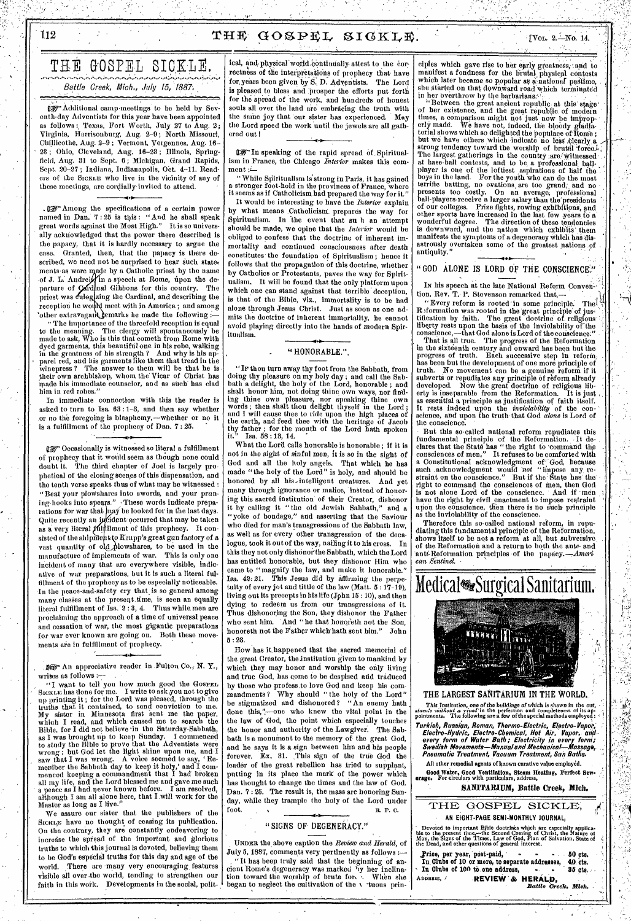# THE GOSPEL SICKLE.

*Battle Creek, Mich., July 15, 1887.*

☞ Additional camp-meetings to be held by Seventh-day Adventists for this year have been appointed as follows: Texas, Fort Worth, July 27 to Aug. 2; Virginia, Harrisonburg, Aug. 2–9; North Missouri, Chillicothe, Aug. 2–9; Vermont, Vergennes, Aug. 16–23; Ohio, Cleveland, Aug. 16–23; Illinois, Springfield, Aug. 31 to Sept. 6; Michigan, Grand Rapids, Sept. 20–27; Indiana, Indianapolis, Oct. 4–11. Readers of the SICKLE who live in the vicinity of any of these meetings, are cordially invited to attend.

☞ Among the specifications of a certain power named in Dan. 7:25 is this: "And he shall speak great words against the Most High." It is so universally acknowledged that the power there described is the papacy, that it is hardly necessary to argue the case. Granted, then, that the papacy is there described, we need not be surprised to hear such statements as were made by a Catholic priest by the name of J. L. Andreis in a speech at Rome, upon the departure of Cardinal Gibbons for this country. The priest was eulogizing the Cardinal, and describing the reception he would meet with in America; and among other extravagant remarks he made the following:—

"The importance of the threefold reception is equal to the meaning. The clergy will spontaneously be made to ask, Who is this that cometh from Rome with dyed garments, this beautiful one in his robe, walking in the greatness of his strength? And why is his apparel red, and his garments like them that tread in the winepress? The answer to them will be that he is their own archbishop, whom the Vicar of Christ has made his immediate counselor, and as such has clad him in red robes."

In immediate connection with this the reader is asked to turn to Isa. 63:1–3, and then say whether or no the foregoing is blasphemy,—whether or no it is a fulfillment of the prophecy of Dan. 7:25.

☞ Occasionally is witnessed so literal a fulfillment of prophecy that it would seem as though none could doubt it. The third chapter of Joel is largely prophetical of the closing scenes of this dispensation, and the tenth verse speaks thus of what may be witnessed: "Beat your plowshares into swords, and your pruning-hooks into spears." These words indicate preparations for war that may be looked for in the last days. Quite recently an incident occurred that may be taken as a very literal fulfillment of this prophecy. It consisted of the shipment to Krupp's great gun factory of a vast quantity of old plowshares, to be used in the manufacture of implements of war. This is only one incident of many that are everywhere visible, indicative of war preparations, but it is such a literal fulfillment of the prophecy as to be especially noticeable. In the peace-and-safety cry that is so general among many classes at the present time, is seen an equally literal fulfillment of Isa. 2:3, 4. Thus while men are proclaiming the approach of a time of universal peace and cessation of war, the most gigantic preparations for war ever known are going on. Both these movements are in fulfillment of prophecy.

☞ An appreciative reader in Fulton Co., N. Y., writes as follows:—

"I want to tell you how much good the GOSPEL SICKLE has done for me. I write to ask you not to give up printing it; for the Lord was pleased, through the truths that it contained, to send conviction to me. My sister in Minnesota first sent me the paper, which I read, and which caused me to search the Bible, for I did not believe in the Saturday-Sabbath, as I was brought up to keep Sunday. I commenced to study the Bible to prove that the Adventists were wrong; but God let the light shine upon me, and I saw that I was wrong. A voice seemed to say, 'Remember the Sabbath day to keep it holy,' and I commenced keeping a commandment that I had broken all my life, and the Lord blessed me and gave me such a peace as I had never known before. I am resolved, although I am all alone here, that I will work for the Master as long as I live."

We assure our sister that the publishers of the SICKLE have no thought of ceasing its publication. On the contrary, they are constantly endeavoring to increase the spread of the important and glorious truths to which this journal is devoted, believing them to be God's especial truths for this day and age of the world. There are many very encouraging features visible all over the world, tending to strengthen our faith in this work. Developments in the social, political, and physical world continually attest to the correctness of the interpretations of prophecy that have for years been given by S. D. Adventists. The Lord is pleased to bless and prosper the efforts put forth for the spread of the work, and hundreds of honest souls all over the land are embracing the truth with the same joy that our sister has experienced. May the Lord speed the work until the jewels are all gathered out!

☞ In speaking of the rapid spread of Spiritualism in France, the Chicago *Interior* makes this comment:—

"While Spiritualism is strong in Paris, it has gained a stronger foot-hold in the provinces of France, where it seems as if Catholicism had prepared the way for it."

It would be interesting to have the *Interior* explain by what means Catholicism prepares the way for Spiritualism. In the event that su h an attempt should be made, we opine that the *Interior* would be obliged to confess that the doctrine of inherent immortality and continued consciousness after death constitutes the foundation of Spiritualism; hence it follows that the propagation of this doctrine, whether by Catholics or Protestants, paves the way for Spiritualism. It will be found that the only platform upon which one can stand against that terrible deception, is that of the Bible, viz., immortality is to be had alone through Jesus Christ. Just as soon as one admits the doctrine of inherent immortality, he cannot avoid playing directly into the hands of modern Spiritualism.

## "HONORABLE."

"IF thou turn away thy foot from the Sabbath, from doing thy pleasure on my holy day; and call the Sabbath a delight, the holy of the Lord, honorable; and shalt honor him, not doing thine own ways, nor finding thine own pleasure, nor speaking thine own words; then shalt thou delight thyself in the Lord; and I will cause thee to ride upon the high places of the earth, and feed thee with the heritage of Jacob thy father; for the mouth of the Lord hath spoken it." Isa. 58:13, 14.

What the Lord calls honorable is honorable; if it is not in the sight of sinful men, it is so in the sight of God and all the holy angels. That which he has made "the holy of the Lord" is holy, and should be honored by all his intelligent creatures. And yet many through ignorance or malice, instead of honoring this sacred institution of their Creator, dishonor it by calling it "the old Jewish Sabbath," and a "yoke of bondage," and asserting that the Saviour who died for man's transgressions of the Sabbath law, as well as for every other transgression of the decalogue, took it out of the way, nailing it to his cross. In this they not only dishonor the Sabbath, which the Lord has entitled honorable, but they dishonor Him who came to "magnify the law, and make it honorable." Isa. 42:21. This Jesus did by affirming the perpetuity of every jot and tittle of the law (Matt. 5:17–19), living out its precepts in his life (John 15:10), and then dying to redeem us from our transgressions of it. Thus dishonoring the Son, they dishonor the Father who sent him. And "he that honoreth not the Son, honoreth not the Father which hath sent him." John 5:23.

How has it happened that the sacred memorial of the great Creator, the institution given to mankind by which they may honor and worship the only living and true God, has come to be despised and traduced by those who profess to love God and keep his commandments? Why should "the holy of the Lord" be stigmatized and dishonored? "An enemy hath done this,"—one who knew the vital point in the law of God, the point which especially touches the honor and authority of the Lawgiver. The Sabbath is a monument to the memory of the great God, and he says it is a sign between him and his people forever. Ex. 31. This sign of the true God the leader of the great rebellion has tried to supplant, putting in its place the mark of the power which has thought to change the times and the law of God. Dan. 7:25. The result is, the mass are honoring Sunday, while they trample the holy of the Lord under foot.

R. F. C.

## "SIGNS OF DEGENERACY."

UNDER the above caption the *Review and Herald*, of July 5, 1887, comments very pertinently as follows:—

"It has been truly said that the beginning of ancient Rome's degeneracy was marked by her inclination toward the worship of brute force. When she began to neglect the cultivation of the virtuous principles which gave rise to her early greatness, and to manifest a fondness for the brutal physical contests which later became so popular as a national pastime, she started on that downward road which terminated in her overthrow by the barbarians.

"Between the great ancient republic at this stage of her existence, and the great republic of modern times, a comparison might not just now be inappropriately made. We have not, indeed, the bloody gladiatorial shows which so delighted the populace of Rome; but we have others which indicate no less clearly a strong tendency toward the worship of brutal force. The largest gatherings in the country are witnessed at base-ball contests, and to be a professional ball-player is one of the loftiest aspirations of half the boys in the land. For the youth who can do the most terrific batting, no ovations are too grand, and no presents too costly. On an average, professional ball-players receive a larger salary than the presidents of our colleges. Prize fights, rowing exhibitions, and other sports have increased in the last few years to a wonderful degree. The direction of these tendencies is downward, and the nation which exhibits them manifests the symptoms of a degeneracy which has disastrously overtaken some of the greatest nations of antiquity."

## "GOD ALONE IS LORD OF THE CONSCIENCE."

IN his speech at the late National Reform Convention, Rev. T. P. Stevenson remarked that,—

"Every reform is rooted in some principle. The Reformation was rooted in the great principle of justification by faith. The great doctrine of religious liberty rests upon the basis of the inviolability of the conscience,—that God alone is Lord of the conscience."

That is all true. The progress of the Reformation in the sixteenth century and onward has been but the progress of truth. Each successive step in reform has been but the development of one more principle of truth. No movement can be a genuine reform if it subverts or repudiates any principle of reform already developed. Now the great doctrine of religious liberty is inseparable from the Reformation. It is just as essential a principle as justification of faith itself. It rests indeed upon the *inviolability* of the conscience, and upon the truth that God *alone* is Lord of the conscience.

But this so-called national reform repudiates this fundamental principle of the Reformation. It declares that the State has "the right to command the consciences of men." It refuses to be comforted with a Constitutional acknowledgment of God, because such acknowledgment would *not* "impose any restraint on the conscience." But if the State has the right to command the consciences of men, then God is not alone Lord of the conscience. And if men have the right by civil enactment to impose restraint upon the conscience, then there is no such principle as the inviolability of the conscience.

Therefore this so-called national reform, in repudiating this fundamental principle of the Reformation, shows itself to be not a reform at all, but subversive of the Reformation and a return to both the ante- and anti-Reformation principles of the papacy.—*American Sentinel.*

# Medical and Surgical Sanitarium.

THE LARGEST SANITARIUM IN THE WORLD.

This Institution, one of the buildings of which is shown in the cut, *stands without a rival* in the perfection and completeness of its appointments. The following are a few of the special methods employed:

***Turkish, Russian, Roman, Thermo-Electric, Electro-Vapor, Electro-Hydric, Electro-Chemical, Hot Air, Vapor, and every form of Water Bath; Electricity in every form; Swedish Movements—Manual and Mechanical—Massage, Pneumatic Treatment, Vacuum Treatment, Sun Baths.***

All other remedial agents of known curative value employed.

**Good Water, Good Ventilation, Steam Heating, Perfect Sewerage.** For circulars with particulars, address,

**SANITARIUM, Battle Creek, Mich.**

## THE GOSPEL SICKLE,

**AN EIGHT-PAGE SEMI-MONTHLY JOURNAL,**

Devoted to important Bible doctrines which are especially applicable to the present time,—the Second Coming of Christ, the Nature of Man, the Signs of the Times, Law of God, Plan of Salvation, State of the Dead, and other questions of general interest.

| | |
|---|---|
| **Price, per year, post-paid,** | **50 cts.** |
| **In Clubs of 10 or more, to separate addresses,** | **40 cts.** |
| **In Clubs of 100 to one address,** | **35 cts.** |

ADDRESS, **REVIEW & HERALD,**
*Battle Creek, Mich.*